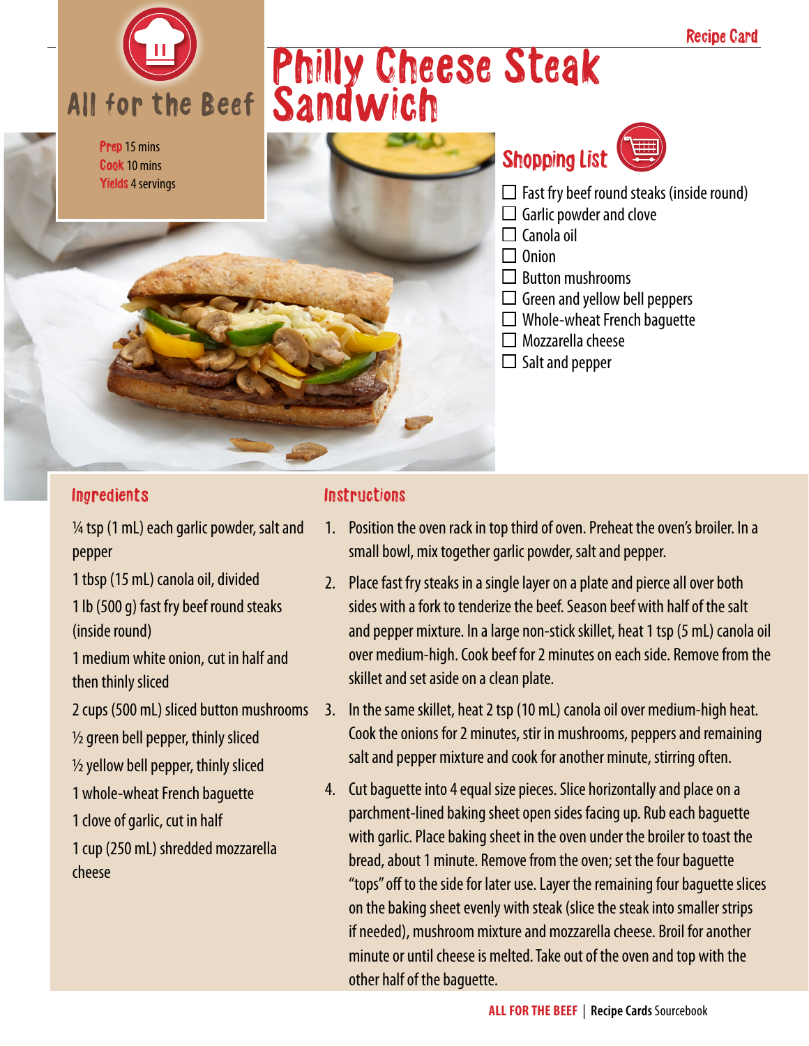Recipe Card

# Philly Cheese Steak Sandwich

All for the Beef

**Prep** 15 mins
**Cook** 10 mins
**Yields** 4 servings

## Shopping List

- ☐ Fast fry beef round steaks (inside round)
- ☐ Garlic powder and clove
- ☐ Canola oil
- ☐ Onion
- ☐ Button mushrooms
- ☐ Green and yellow bell peppers
- ☐ Whole-wheat French baguette
- ☐ Mozzarella cheese
- ☐ Salt and pepper

## Ingredients

¼ tsp (1 mL) each garlic powder, salt and pepper

1 tbsp (15 mL) canola oil, divided

1 lb (500 g) fast fry beef round steaks (inside round)

1 medium white onion, cut in half and then thinly sliced

2 cups (500 mL) sliced button mushrooms

½ green bell pepper, thinly sliced

½ yellow bell pepper, thinly sliced

1 whole-wheat French baguette

1 clove of garlic, cut in half

1 cup (250 mL) shredded mozzarella cheese

## Instructions

1. Position the oven rack in top third of oven. Preheat the oven's broiler. In a small bowl, mix together garlic powder, salt and pepper.
2. Place fast fry steaks in a single layer on a plate and pierce all over both sides with a fork to tenderize the beef. Season beef with half of the salt and pepper mixture. In a large non-stick skillet, heat 1 tsp (5 mL) canola oil over medium-high. Cook beef for 2 minutes on each side. Remove from the skillet and set aside on a clean plate.
3. In the same skillet, heat 2 tsp (10 mL) canola oil over medium-high heat. Cook the onions for 2 minutes, stir in mushrooms, peppers and remaining salt and pepper mixture and cook for another minute, stirring often.
4. Cut baguette into 4 equal size pieces. Slice horizontally and place on a parchment-lined baking sheet open sides facing up. Rub each baguette with garlic. Place baking sheet in the oven under the broiler to toast the bread, about 1 minute. Remove from the oven; set the four baguette "tops" off to the side for later use. Layer the remaining four baguette slices on the baking sheet evenly with steak (slice the steak into smaller strips if needed), mushroom mixture and mozzarella cheese. Broil for another minute or until cheese is melted. Take out of the oven and top with the other half of the baguette.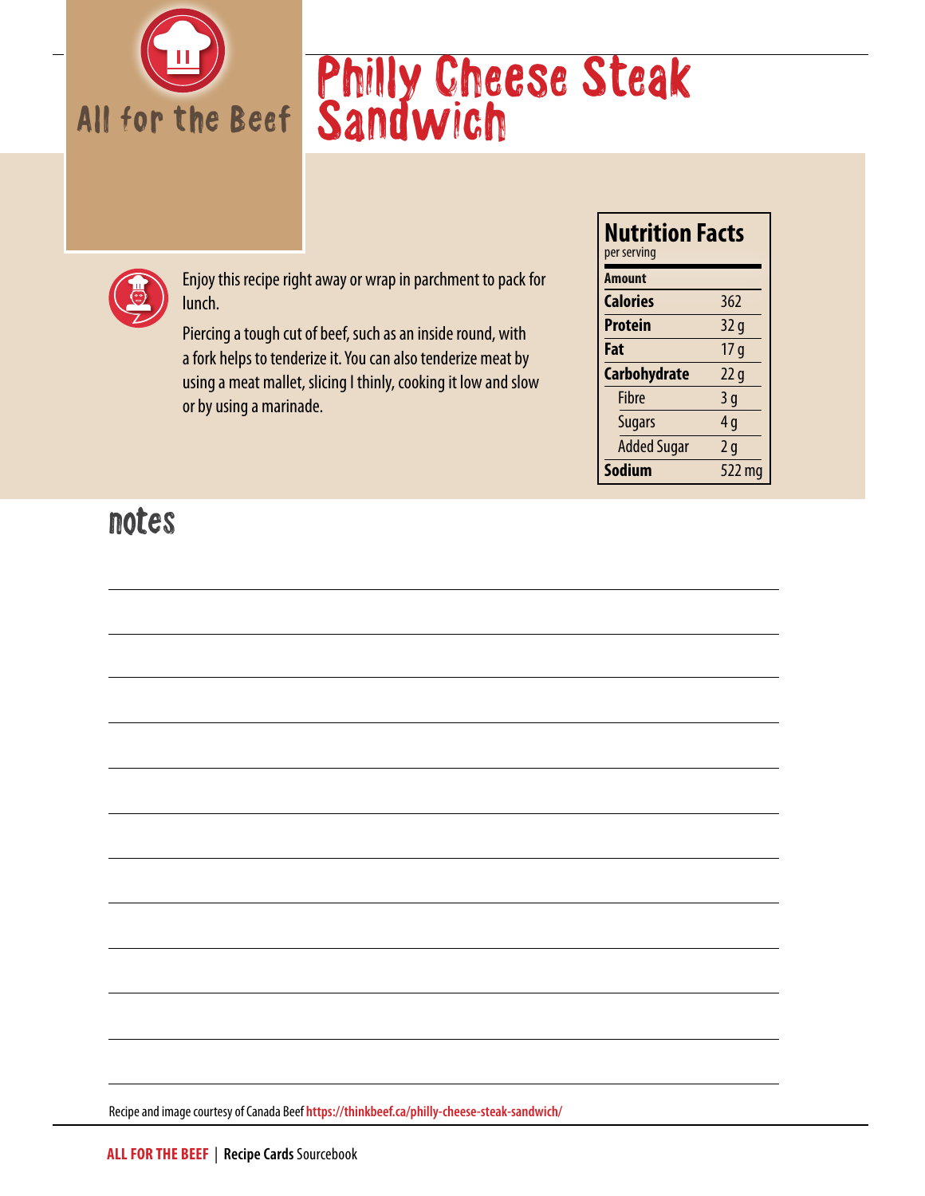All for the Beef

# Philly Cheese Steak Sandwich

Enjoy this recipe right away or wrap in parchment to pack for lunch.

Piercing a tough cut of beef, such as an inside round, with a fork helps to tenderize it. You can also tenderize meat by using a meat mallet, slicing I thinly, cooking it low and slow or by using a marinade.

**Nutrition Facts**
per serving

| **Amount** | |
|---|---|
| **Calories** | 362 |
| **Protein** | 32 g |
| **Fat** | 17 g |
| **Carbohydrate** | 22 g |
| Fibre | 3 g |
| Sugars | 4 g |
| Added Sugar | 2 g |
| **Sodium** | 522 mg |

## notes

Recipe and image courtesy of Canada Beef https://thinkbeef.ca/philly-cheese-steak-sandwich/